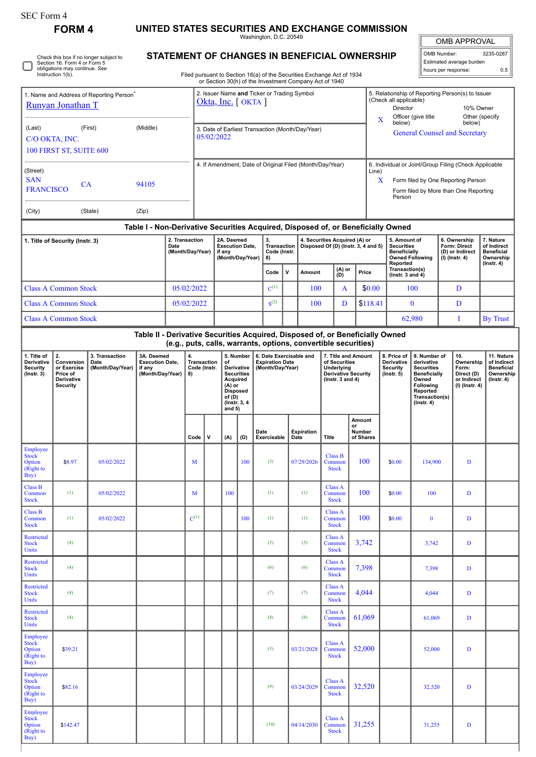SEC Form 4

**FORM 4**

# UNITED STATES SECURITIES AND EXCHANGE COMMISSION

Washington, D.C. 20549

## STATEMENT OF CHANGES IN BENEFICIAL OWNERSHIP

Filed pursuant to Section 16(a) of the Securities Exchange Act of 1934 or Section 30(h) of the Investment Company Act of 1940

| OMB APPROVAL | |
|---|---|
| OMB Number: | 3235-0287 |
| Estimated average burden | |
| hours per response: | 0.5 |

☐ Check this box if no longer subject to Section 16. Form 4 or Form 5 obligations may continue. *See* Instruction 1(b).

1. Name and Address of Reporting Person*
Runyan Jonathan T

(Last) (First) (Middle)
C/O OKTA, INC.
100 FIRST ST, SUITE 600

(Street)
SAN FRANCISCO CA 94105

(City) (State) (Zip)

2. Issuer Name **and** Ticker or Trading Symbol
Okta, Inc. [ OKTA ]

3. Date of Earliest Transaction (Month/Day/Year)
05/02/2022

4. If Amendment, Date of Original Filed (Month/Day/Year)

5. Relationship of Reporting Person(s) to Issuer (Check all applicable)
Director | 10% Owner
X Officer (give title below) | Other (specify below)
General Counsel and Secretary

6. Individual or Joint/Group Filing (Check Applicable Line)
X Form filed by One Reporting Person
Form filed by More than One Reporting Person

**Table I - Non-Derivative Securities Acquired, Disposed of, or Beneficially Owned**

| 1. Title of Security (Instr. 3) | 2. Transaction Date (Month/Day/Year) | 2A. Deemed Execution Date, if any (Month/Day/Year) | 3. Transaction Code (Instr. 8) | | 4. Securities Acquired (A) or Disposed Of (D) (Instr. 3, 4 and 5) | | | 5. Amount of Securities Beneficially Owned Following Reported Transaction(s) (Instr. 3 and 4) | 6. Ownership Form: Direct (D) or Indirect (I) (Instr. 4) | 7. Nature of Indirect Beneficial Ownership (Instr. 4) |
|---|---|---|---|---|---|---|---|---|---|---|
| | | | Code | V | Amount | (A) or (D) | Price | | | |
| Class A Common Stock | 05/02/2022 | | C(1) | | 100 | A | $0.00 | 100 | D | |
| Class A Common Stock | 05/02/2022 | | S(2) | | 100 | D | $118.41 | 0 | D | |
| Class A Common Stock | | | | | | | | 62,980 | I | By Trust |

**Table II - Derivative Securities Acquired, Disposed of, or Beneficially Owned (e.g., puts, calls, warrants, options, convertible securities)**

| 1. Title of Derivative Security (Instr. 3) | 2. Conversion or Exercise Price of Derivative Security | 3. Transaction Date (Month/Day/Year) | 3A. Deemed Execution Date, if any (Month/Day/Year) | 4. Transaction Code (Instr. 8) | | 5. Number of Derivative Securities Acquired (A) or Disposed of (D) (Instr. 3, 4 and 5) | | 6. Date Exercisable and Expiration Date (Month/Day/Year) | | 7. Title and Amount of Securities Underlying Derivative Security (Instr. 3 and 4) | | 8. Price of Derivative Security (Instr. 5) | 9. Number of derivative Securities Beneficially Owned Following Reported Transaction(s) (Instr. 4) | 10. Ownership Form: Direct (D) or Indirect (I) (Instr. 4) | 11. Nature of Indirect Beneficial Ownership (Instr. 4) |
|---|---|---|---|---|---|---|---|---|---|---|---|---|---|---|---|
| | | | | Code | V | (A) | (D) | Date Exercisable | Expiration Date | Title | Amount or Number of Shares | | | | |
| Employee Stock Option (Right to Buy) | $8.97 | 05/02/2022 | | M | | | 100 | (3) | 07/29/2026 | Class B Common Stock | 100 | $0.00 | 134,900 | D | |
| Class B Common Stock | (1) | 05/02/2022 | | M | | 100 | | (1) | (1) | Class A Common Stock | 100 | $0.00 | 100 | D | |
| Class B Common Stock | (1) | 05/02/2022 | | C(1) | | | 100 | (1) | (1) | Class A Common Stock | 100 | $0.00 | 0 | D | |
| Restricted Stock Units | (4) | | | | | | | (5) | (5) | Class A Common Stock | 3,742 | | 3,742 | D | |
| Restricted Stock Units | (4) | | | | | | | (6) | (6) | Class A Common Stock | 7,398 | | 7,398 | D | |
| Restricted Stock Units | (4) | | | | | | | (7) | (7) | Class A Common Stock | 4,044 | | 4,044 | D | |
| Restricted Stock Units | (4) | | | | | | | (8) | (8) | Class A Common Stock | 61,069 | | 61,069 | D | |
| Employee Stock Option (Right to Buy) | $39.21 | | | | | | | (3) | 03/21/2028 | Class A Common Stock | 52,000 | | 52,000 | D | |
| Employee Stock Option (Right to Buy) | $82.16 | | | | | | | (9) | 03/24/2029 | Class A Common Stock | 32,520 | | 32,520 | D | |
| Employee Stock Option (Right to Buy) | $142.47 | | | | | | | (10) | 04/14/2030 | Class A Common Stock | 31,255 | | 31,255 | D | |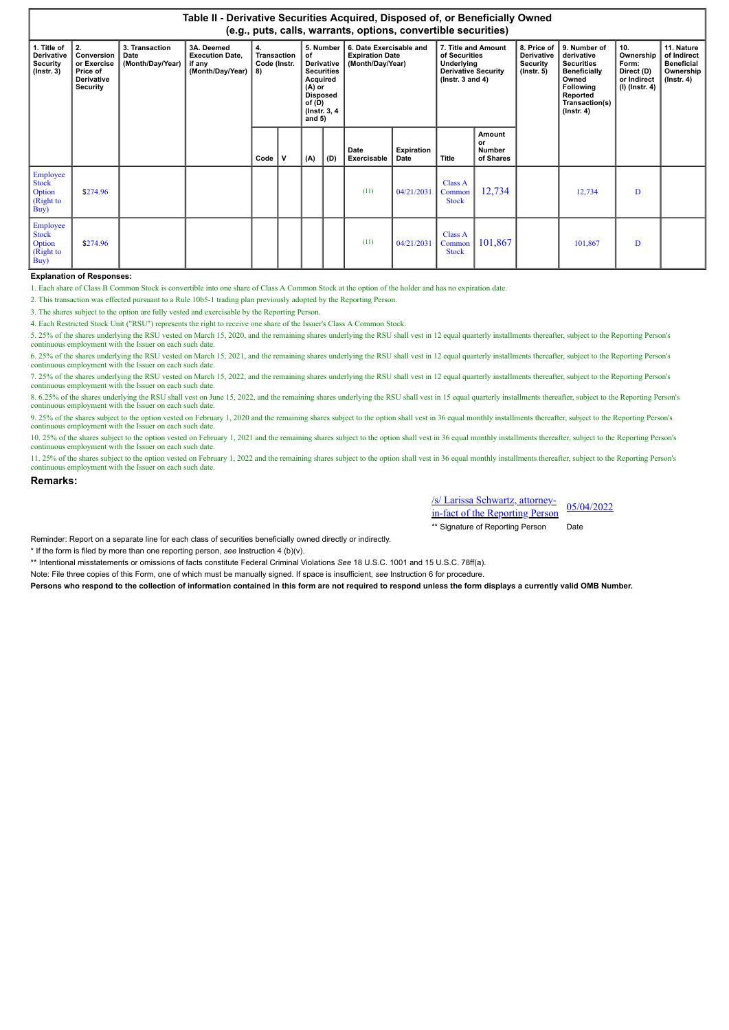## Table II - Derivative Securities Acquired, Disposed of, or Beneficially Owned (e.g., puts, calls, warrants, options, convertible securities)

| 1. Title of Derivative Security (Instr. 3) | 2. Conversion or Exercise Price of Derivative Security | 3. Transaction Date (Month/Day/Year) | 3A. Deemed Execution Date, if any (Month/Day/Year) | 4. Transaction Code (Instr. 8) | | 5. Number of Derivative Securities Acquired (A) or Disposed of (D) (Instr. 3, 4 and 5) | | 6. Date Exercisable and Expiration Date (Month/Day/Year) | | 7. Title and Amount of Securities Underlying Derivative Security (Instr. 3 and 4) | | 8. Price of Derivative Security (Instr. 5) | 9. Number of derivative Securities Beneficially Owned Following Reported Transaction(s) (Instr. 4) | 10. Ownership Form: Direct (D) or Indirect (I) (Instr. 4) | 11. Nature of Indirect Beneficial Ownership (Instr. 4) |
|---|---|---|---|---|---|---|---|---|---|---|---|---|---|---|---|
| | | | | Code | V | (A) | (D) | Date Exercisable | Expiration Date | Title | Amount or Number of Shares | | | | |
| Employee Stock Option (Right to Buy) | $274.96 | | | | | | | (11) | 04/21/2031 | Class A Common Stock | 12,734 | | 12,734 | D | |
| Employee Stock Option (Right to Buy) | $274.96 | | | | | | | (11) | 04/21/2031 | Class A Common Stock | 101,867 | | 101,867 | D | |

**Explanation of Responses:**

1. Each share of Class B Common Stock is convertible into one share of Class A Common Stock at the option of the holder and has no expiration date.
2. This transaction was effected pursuant to a Rule 10b5-1 trading plan previously adopted by the Reporting Person.
3. The shares subject to the option are fully vested and exercisable by the Reporting Person.
4. Each Restricted Stock Unit ("RSU") represents the right to receive one share of the Issuer's Class A Common Stock.
5. 25% of the shares underlying the RSU vested on March 15, 2020, and the remaining shares underlying the RSU shall vest in 12 equal quarterly installments thereafter, subject to the Reporting Person's continuous employment with the Issuer on each such date.
6. 25% of the shares underlying the RSU vested on March 15, 2021, and the remaining shares underlying the RSU shall vest in 12 equal quarterly installments thereafter, subject to the Reporting Person's continuous employment with the Issuer on each such date.
7. 25% of the shares underlying the RSU vested on March 15, 2022, and the remaining shares underlying the RSU shall vest in 12 equal quarterly installments thereafter, subject to the Reporting Person's continuous employment with the Issuer on each such date.
8. 6.25% of the shares underlying the RSU shall vest on June 15, 2022, and the remaining shares underlying the RSU shall vest in 15 equal quarterly installments thereafter, subject to the Reporting Person's continuous employment with the Issuer on each such date.
9. 25% of the shares subject to the option vested on February 1, 2020 and the remaining shares subject to the option shall vest in 36 equal monthly installments thereafter, subject to the Reporting Person's continuous employment with the Issuer on each such date.
10. 25% of the shares subject to the option vested on February 1, 2021 and the remaining shares subject to the option shall vest in 36 equal monthly installments thereafter, subject to the Reporting Person's continuous employment with the Issuer on each such date.
11. 25% of the shares subject to the option vested on February 1, 2022 and the remaining shares subject to the option shall vest in 36 equal monthly installments thereafter, subject to the Reporting Person's continuous employment with the Issuer on each such date.

**Remarks:**

/s/ Larissa Schwartz, attorney-in-fact of the Reporting Person    05/04/2022

** Signature of Reporting Person    Date

Reminder: Report on a separate line for each class of securities beneficially owned directly or indirectly.

\* If the form is filed by more than one reporting person, *see* Instruction 4 (b)(v).

** Intentional misstatements or omissions of facts constitute Federal Criminal Violations *See* 18 U.S.C. 1001 and 15 U.S.C. 78ff(a).

Note: File three copies of this Form, one of which must be manually signed. If space is insufficient, *see* Instruction 6 for procedure.

**Persons who respond to the collection of information contained in this form are not required to respond unless the form displays a currently valid OMB Number.**